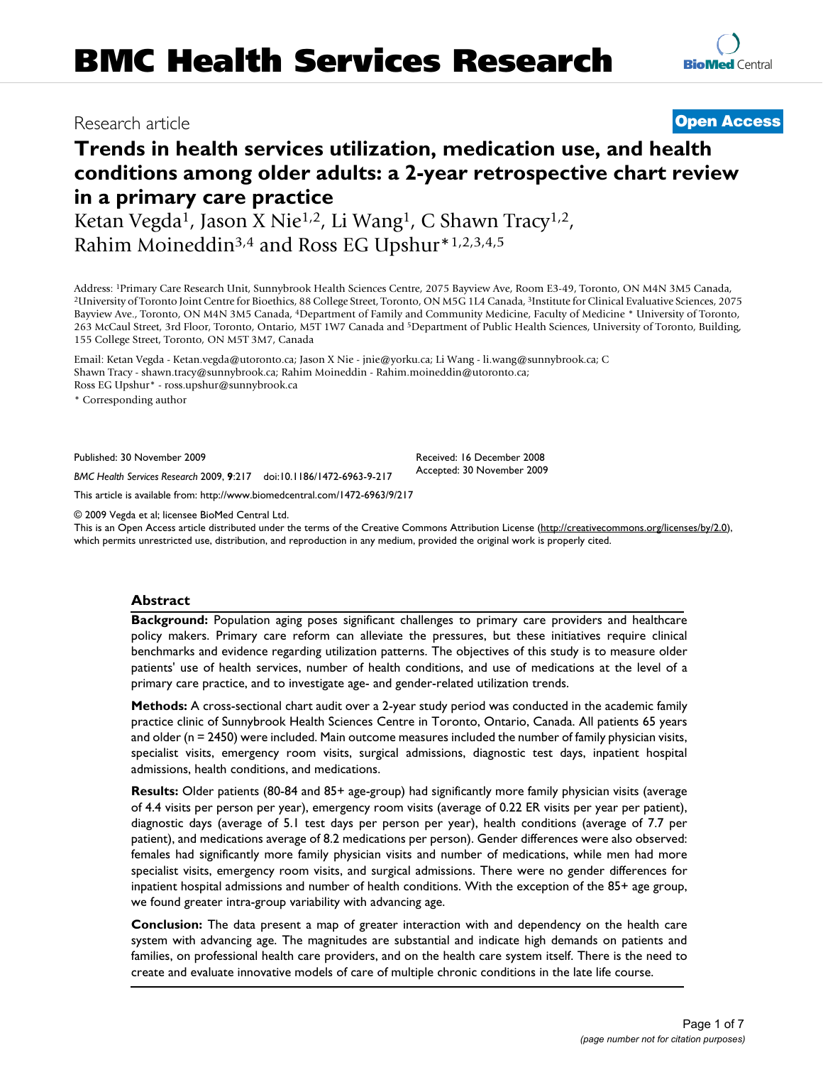# BMC Health Services Research

Research article

**Open Access**

# Trends in health services utilization, medication use, and health conditions among older adults: a 2-year retrospective chart review in a primary care practice

Ketan Vegda[1], Jason X Nie[1,2], Li Wang[1], C Shawn Tracy[1,2], Rahim Moineddin[3,4] and Ross EG Upshur*[1,2,3,4,5]

Address: [1]Primary Care Research Unit, Sunnybrook Health Sciences Centre, 2075 Bayview Ave, Room E3-49, Toronto, ON M4N 3M5 Canada, [2]University of Toronto Joint Centre for Bioethics, 88 College Street, Toronto, ON M5G 1L4 Canada, [3]Institute for Clinical Evaluative Sciences, 2075 Bayview Ave., Toronto, ON M4N 3M5 Canada, [4]Department of Family and Community Medicine, Faculty of Medicine * University of Toronto, 263 McCaul Street, 3rd Floor, Toronto, Ontario, M5T 1W7 Canada and [5]Department of Public Health Sciences, University of Toronto, Building, 155 College Street, Toronto, ON M5T 3M7, Canada

Email: Ketan Vegda - Ketan.vegda@utoronto.ca; Jason X Nie - jnie@yorku.ca; Li Wang - li.wang@sunnybrook.ca; C Shawn Tracy - shawn.tracy@sunnybrook.ca; Rahim Moineddin - Rahim.moineddin@utoronto.ca; Ross EG Upshur* - ross.upshur@sunnybrook.ca

* Corresponding author

Published: 30 November 2009

*BMC Health Services Research* 2009, **9**:217 doi:10.1186/1472-6963-9-217

Received: 16 December 2008
Accepted: 30 November 2009

This article is available from: http://www.biomedcentral.com/1472-6963/9/217

© 2009 Vegda et al; licensee BioMed Central Ltd.
This is an Open Access article distributed under the terms of the Creative Commons Attribution License (http://creativecommons.org/licenses/by/2.0), which permits unrestricted use, distribution, and reproduction in any medium, provided the original work is properly cited.

## Abstract

**Background:** Population aging poses significant challenges to primary care providers and healthcare policy makers. Primary care reform can alleviate the pressures, but these initiatives require clinical benchmarks and evidence regarding utilization patterns. The objectives of this study is to measure older patients' use of health services, number of health conditions, and use of medications at the level of a primary care practice, and to investigate age- and gender-related utilization trends.

**Methods:** A cross-sectional chart audit over a 2-year study period was conducted in the academic family practice clinic of Sunnybrook Health Sciences Centre in Toronto, Ontario, Canada. All patients 65 years and older (n = 2450) were included. Main outcome measures included the number of family physician visits, specialist visits, emergency room visits, surgical admissions, diagnostic test days, inpatient hospital admissions, health conditions, and medications.

**Results:** Older patients (80-84 and 85+ age-group) had significantly more family physician visits (average of 4.4 visits per person per year), emergency room visits (average of 0.22 ER visits per year per patient), diagnostic days (average of 5.1 test days per person per year), health conditions (average of 7.7 per patient), and medications average of 8.2 medications per person). Gender differences were also observed: females had significantly more family physician visits and number of medications, while men had more specialist visits, emergency room visits, and surgical admissions. There were no gender differences for inpatient hospital admissions and number of health conditions. With the exception of the 85+ age group, we found greater intra-group variability with advancing age.

**Conclusion:** The data present a map of greater interaction with and dependency on the health care system with advancing age. The magnitudes are substantial and indicate high demands on patients and families, on professional health care providers, and on the health care system itself. There is the need to create and evaluate innovative models of care of multiple chronic conditions in the late life course.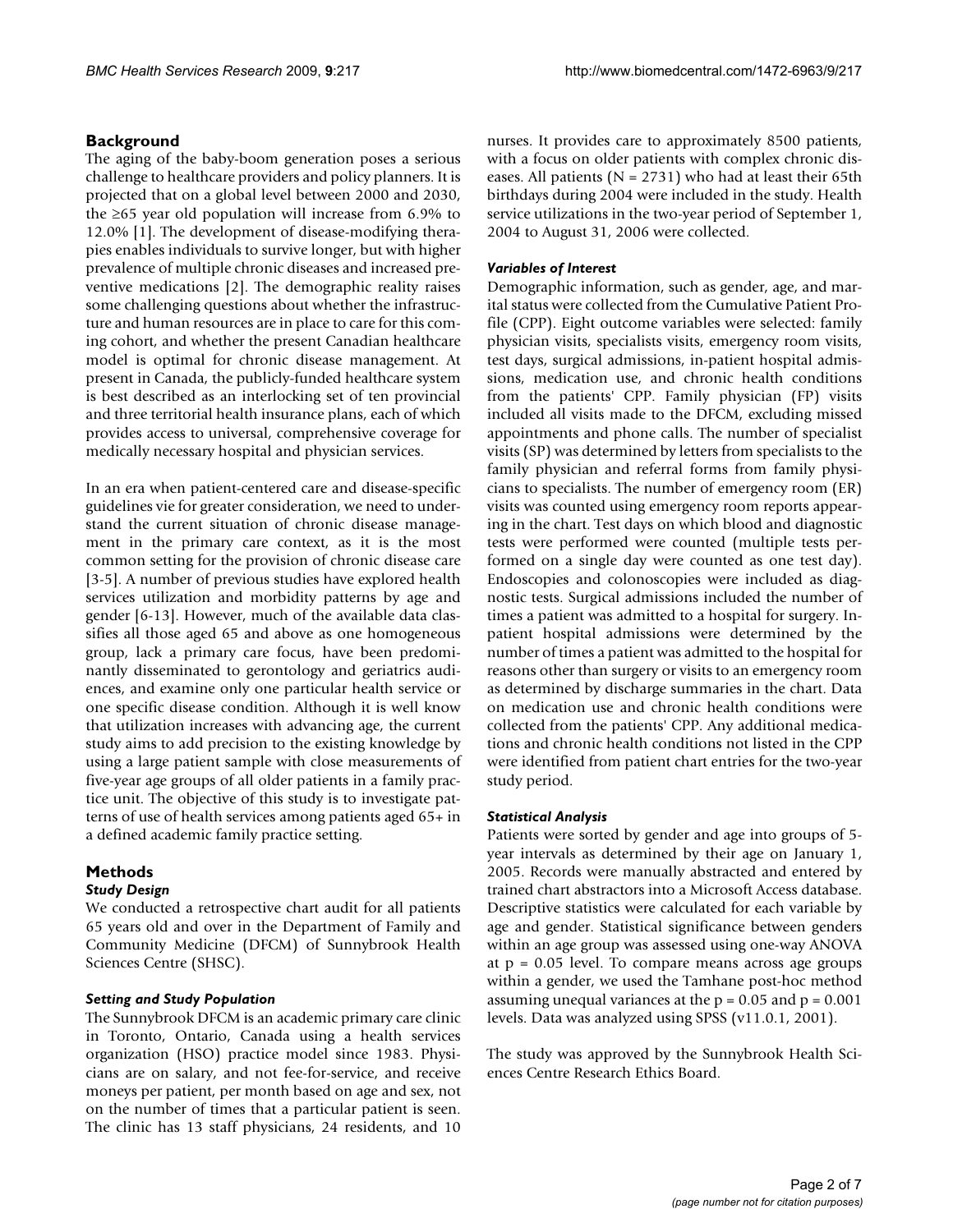## Background

The aging of the baby-boom generation poses a serious challenge to healthcare providers and policy planners. It is projected that on a global level between 2000 and 2030, the ≥65 year old population will increase from 6.9% to 12.0% [1]. The development of disease-modifying therapies enables individuals to survive longer, but with higher prevalence of multiple chronic diseases and increased preventive medications [2]. The demographic reality raises some challenging questions about whether the infrastructure and human resources are in place to care for this coming cohort, and whether the present Canadian healthcare model is optimal for chronic disease management. At present in Canada, the publicly-funded healthcare system is best described as an interlocking set of ten provincial and three territorial health insurance plans, each of which provides access to universal, comprehensive coverage for medically necessary hospital and physician services.

In an era when patient-centered care and disease-specific guidelines vie for greater consideration, we need to understand the current situation of chronic disease management in the primary care context, as it is the most common setting for the provision of chronic disease care [3-5]. A number of previous studies have explored health services utilization and morbidity patterns by age and gender [6-13]. However, much of the available data classifies all those aged 65 and above as one homogeneous group, lack a primary care focus, have been predominantly disseminated to gerontology and geriatrics audiences, and examine only one particular health service or one specific disease condition. Although it is well know that utilization increases with advancing age, the current study aims to add precision to the existing knowledge by using a large patient sample with close measurements of five-year age groups of all older patients in a family practice unit. The objective of this study is to investigate patterns of use of health services among patients aged 65+ in a defined academic family practice setting.

## Methods

### *Study Design*

We conducted a retrospective chart audit for all patients 65 years old and over in the Department of Family and Community Medicine (DFCM) of Sunnybrook Health Sciences Centre (SHSC).

### *Setting and Study Population*

The Sunnybrook DFCM is an academic primary care clinic in Toronto, Ontario, Canada using a health services organization (HSO) practice model since 1983. Physicians are on salary, and not fee-for-service, and receive moneys per patient, per month based on age and sex, not on the number of times that a particular patient is seen. The clinic has 13 staff physicians, 24 residents, and 10 nurses. It provides care to approximately 8500 patients, with a focus on older patients with complex chronic diseases. All patients (N = 2731) who had at least their 65th birthdays during 2004 were included in the study. Health service utilizations in the two-year period of September 1, 2004 to August 31, 2006 were collected.

### *Variables of Interest*

Demographic information, such as gender, age, and marital status were collected from the Cumulative Patient Profile (CPP). Eight outcome variables were selected: family physician visits, specialists visits, emergency room visits, test days, surgical admissions, in-patient hospital admissions, medication use, and chronic health conditions from the patients' CPP. Family physician (FP) visits included all visits made to the DFCM, excluding missed appointments and phone calls. The number of specialist visits (SP) was determined by letters from specialists to the family physician and referral forms from family physicians to specialists. The number of emergency room (ER) visits was counted using emergency room reports appearing in the chart. Test days on which blood and diagnostic tests were performed were counted (multiple tests performed on a single day were counted as one test day). Endoscopies and colonoscopies were included as diagnostic tests. Surgical admissions included the number of times a patient was admitted to a hospital for surgery. In-patient hospital admissions were determined by the number of times a patient was admitted to the hospital for reasons other than surgery or visits to an emergency room as determined by discharge summaries in the chart. Data on medication use and chronic health conditions were collected from the patients' CPP. Any additional medications and chronic health conditions not listed in the CPP were identified from patient chart entries for the two-year study period.

### *Statistical Analysis*

Patients were sorted by gender and age into groups of 5-year intervals as determined by their age on January 1, 2005. Records were manually abstracted and entered by trained chart abstractors into a Microsoft Access database. Descriptive statistics were calculated for each variable by age and gender. Statistical significance between genders within an age group was assessed using one-way ANOVA at $p = 0.05$ level. To compare means across age groups within a gender, we used the Tamhane post-hoc method assuming unequal variances at the $p = 0.05$ and $p = 0.001$ levels. Data was analyzed using SPSS (v11.0.1, 2001).

The study was approved by the Sunnybrook Health Sciences Centre Research Ethics Board.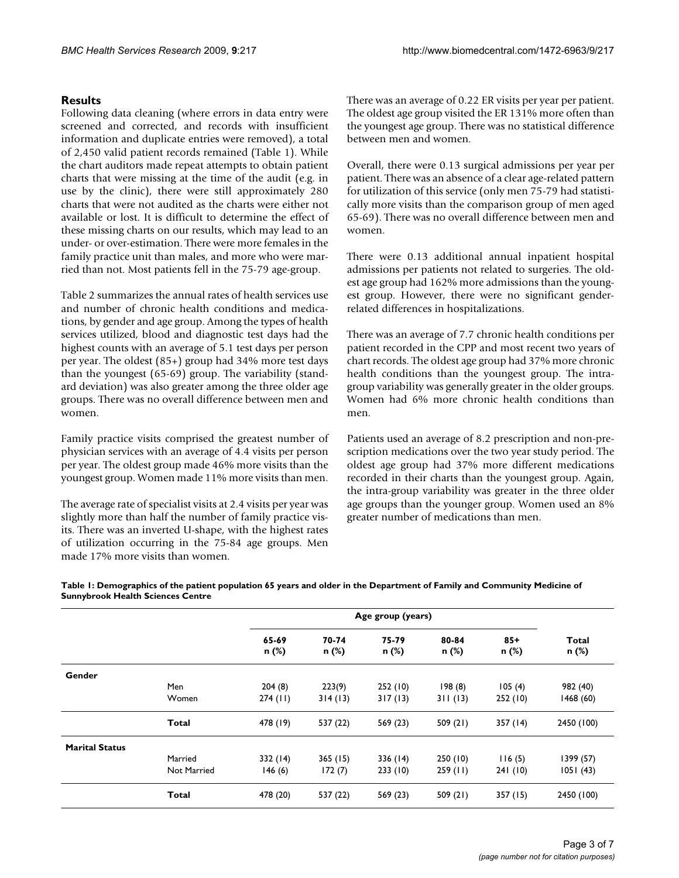## Results

Following data cleaning (where errors in data entry were screened and corrected, and records with insufficient information and duplicate entries were removed), a total of 2,450 valid patient records remained (Table 1). While the chart auditors made repeat attempts to obtain patient charts that were missing at the time of the audit (e.g. in use by the clinic), there were still approximately 280 charts that were not audited as the charts were either not available or lost. It is difficult to determine the effect of these missing charts on our results, which may lead to an under- or over-estimation. There were more females in the family practice unit than males, and more who were married than not. Most patients fell in the 75-79 age-group.

Table 2 summarizes the annual rates of health services use and number of chronic health conditions and medications, by gender and age group. Among the types of health services utilized, blood and diagnostic test days had the highest counts with an average of 5.1 test days per person per year. The oldest (85+) group had 34% more test days than the youngest (65-69) group. The variability (standard deviation) was also greater among the three older age groups. There was no overall difference between men and women.

Family practice visits comprised the greatest number of physician services with an average of 4.4 visits per person per year. The oldest group made 46% more visits than the youngest group. Women made 11% more visits than men.

The average rate of specialist visits at 2.4 visits per year was slightly more than half the number of family practice visits. There was an inverted U-shape, with the highest rates of utilization occurring in the 75-84 age groups. Men made 17% more visits than women.

There was an average of 0.22 ER visits per year per patient. The oldest age group visited the ER 131% more often than the youngest age group. There was no statistical difference between men and women.

Overall, there were 0.13 surgical admissions per year per patient. There was an absence of a clear age-related pattern for utilization of this service (only men 75-79 had statistically more visits than the comparison group of men aged 65-69). There was no overall difference between men and women.

There were 0.13 additional annual inpatient hospital admissions per patients not related to surgeries. The oldest age group had 162% more admissions than the youngest group. However, there were no significant gender-related differences in hospitalizations.

There was an average of 7.7 chronic health conditions per patient recorded in the CPP and most recent two years of chart records. The oldest age group had 37% more chronic health conditions than the youngest group. The intra-group variability was generally greater in the older groups. Women had 6% more chronic health conditions than men.

Patients used an average of 8.2 prescription and non-prescription medications over the two year study period. The oldest age group had 37% more different medications recorded in their charts than the youngest group. Again, the intra-group variability was greater in the three older age groups than the younger group. Women used an 8% greater number of medications than men.

**Table 1: Demographics of the patient population 65 years and older in the Department of Family and Community Medicine of Sunnybrook Health Sciences Centre**

| | | Age group (years) | | | | | |
|---|---|---|---|---|---|---|---|
| | | 65-69 n (%) | 70-74 n (%) | 75-79 n (%) | 80-84 n (%) | 85+ n (%) | Total n (%) |
| **Gender** | | | | | | | |
| | Men | 204 (8) | 223(9) | 252 (10) | 198 (8) | 105 (4) | 982 (40) |
| | Women | 274 (11) | 314 (13) | 317 (13) | 311 (13) | 252 (10) | 1468 (60) |
| | **Total** | 478 (19) | 537 (22) | 569 (23) | 509 (21) | 357 (14) | 2450 (100) |
| **Marital Status** | | | | | | | |
| | Married | 332 (14) | 365 (15) | 336 (14) | 250 (10) | 116 (5) | 1399 (57) |
| | Not Married | 146 (6) | 172 (7) | 233 (10) | 259 (11) | 241 (10) | 1051 (43) |
| | **Total** | 478 (20) | 537 (22) | 569 (23) | 509 (21) | 357 (15) | 2450 (100) |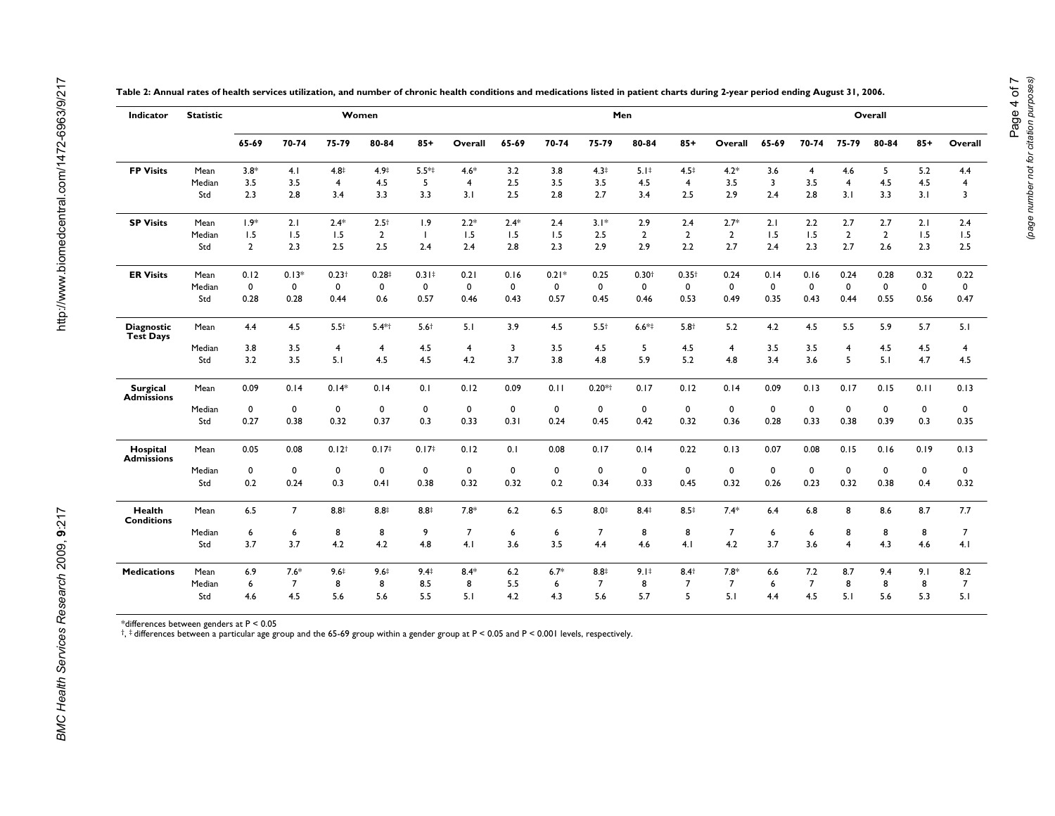**Table 2: Annual rates of health services utilization, and number of chronic health conditions and medications listed in patient charts during 2-year period ending August 31, 2006.**

| Indicator | Statistic | Women | | | | | | Men | | | | | | Overall | | | | | |
|---|---|---|---|---|---|---|---|---|---|---|---|---|---|---|---|---|---|---|---|
| | | 65-69 | 70-74 | 75-79 | 80-84 | 85+ | Overall | 65-69 | 70-74 | 75-79 | 80-84 | 85+ | Overall | 65-69 | 70-74 | 75-79 | 80-84 | 85+ | Overall |
| **FP Visits** | Mean | 3.8* | 4.1 | 4.8‡ | 4.9‡ | 5.5*‡ | 4.6* | 3.2 | 3.8 | 4.3‡ | 5.1‡ | 4.5‡ | 4.2* | 3.6 | 4 | 4.6 | 5 | 5.2 | 4.4 |
| | Median | 3.5 | 3.5 | 4 | 4.5 | 5 | 4 | 2.5 | 3.5 | 3.5 | 4.5 | 4 | 3.5 | 3 | 3.5 | 4 | 4.5 | 4.5 | 4 |
| | Std | 2.3 | 2.8 | 3.4 | 3.3 | 3.3 | 3.1 | 2.5 | 2.8 | 2.7 | 3.4 | 2.5 | 2.9 | 2.4 | 2.8 | 3.1 | 3.3 | 3.1 | 3 |
| **SP Visits** | Mean | 1.9* | 2.1 | 2.4* | 2.5† | 1.9 | 2.2* | 2.4* | 2.4 | 3.1* | 2.9 | 2.4 | 2.7* | 2.1 | 2.2 | 2.7 | 2.7 | 2.1 | 2.4 |
| | Median | 1.5 | 1.5 | 1.5 | 2 | 1 | 1.5 | 1.5 | 1.5 | 2.5 | 2 | 2 | 2 | 1.5 | 1.5 | 2 | 2 | 1.5 | 1.5 |
| | Std | 2 | 2.3 | 2.5 | 2.5 | 2.4 | 2.4 | 2.8 | 2.3 | 2.9 | 2.9 | 2.2 | 2.7 | 2.4 | 2.3 | 2.7 | 2.6 | 2.3 | 2.5 |
| **ER Visits** | Mean | 0.12 | 0.13* | 0.23† | 0.28‡ | 0.31‡ | 0.21 | 0.16 | 0.21* | 0.25 | 0.30† | 0.35† | 0.24 | 0.14 | 0.16 | 0.24 | 0.28 | 0.32 | 0.22 |
| | Median | 0 | 0 | 0 | 0 | 0 | 0 | 0 | 0 | 0 | 0 | 0 | 0 | 0 | 0 | 0 | 0 | 0 | 0 |
| | Std | 0.28 | 0.28 | 0.44 | 0.6 | 0.57 | 0.46 | 0.43 | 0.57 | 0.45 | 0.46 | 0.53 | 0.49 | 0.35 | 0.43 | 0.44 | 0.55 | 0.56 | 0.47 |
| **Diagnostic Test Days** | Mean | 4.4 | 4.5 | 5.5† | 5.4*† | 5.6† | 5.1 | 3.9 | 4.5 | 5.5† | 6.6*‡ | 5.8† | 5.2 | 4.2 | 4.5 | 5.5 | 5.9 | 5.7 | 5.1 |
| | Median | 3.8 | 3.5 | 4 | 4 | 4.5 | 4 | 3 | 3.5 | 4.5 | 5 | 4.5 | 4 | 3.5 | 3.5 | 4 | 4.5 | 4.5 | 4 |
| | Std | 3.2 | 3.5 | 5.1 | 4.5 | 4.5 | 4.2 | 3.7 | 3.8 | 4.8 | 5.9 | 5.2 | 4.8 | 3.4 | 3.6 | 5 | 5.1 | 4.7 | 4.5 |
| **Surgical Admissions** | Mean | 0.09 | 0.14 | 0.14* | 0.14 | 0.1 | 0.12 | 0.09 | 0.11 | 0.20*† | 0.17 | 0.12 | 0.14 | 0.09 | 0.13 | 0.17 | 0.15 | 0.11 | 0.13 |
| | Median | 0 | 0 | 0 | 0 | 0 | 0 | 0 | 0 | 0 | 0 | 0 | 0 | 0 | 0 | 0 | 0 | 0 | 0 |
| | Std | 0.27 | 0.38 | 0.32 | 0.37 | 0.3 | 0.33 | 0.31 | 0.24 | 0.45 | 0.42 | 0.32 | 0.36 | 0.28 | 0.33 | 0.38 | 0.39 | 0.3 | 0.35 |
| **Hospital Admissions** | Mean | 0.05 | 0.08 | 0.12† | 0.17‡ | 0.17‡ | 0.12 | 0.1 | 0.08 | 0.17 | 0.14 | 0.22 | 0.13 | 0.07 | 0.08 | 0.15 | 0.16 | 0.19 | 0.13 |
| | Median | 0 | 0 | 0 | 0 | 0 | 0 | 0 | 0 | 0 | 0 | 0 | 0 | 0 | 0 | 0 | 0 | 0 | 0 |
| | Std | 0.2 | 0.24 | 0.3 | 0.41 | 0.38 | 0.32 | 0.32 | 0.2 | 0.34 | 0.33 | 0.45 | 0.32 | 0.26 | 0.23 | 0.32 | 0.38 | 0.4 | 0.32 |
| **Health Conditions** | Mean | 6.5 | 7 | 8.8‡ | 8.8‡ | 8.8‡ | 7.8* | 6.2 | 6.5 | 8.0‡ | 8.4‡ | 8.5‡ | 7.4* | 6.4 | 6.8 | 8 | 8.6 | 8.7 | 7.7 |
| | Median | 6 | 6 | 8 | 8 | 9 | 7 | 6 | 6 | 7 | 8 | 8 | 7 | 6 | 6 | 8 | 8 | 8 | 7 |
| | Std | 3.7 | 3.7 | 4.2 | 4.2 | 4.8 | 4.1 | 3.6 | 3.5 | 4.4 | 4.6 | 4.1 | 4.2 | 3.7 | 3.6 | 4 | 4.3 | 4.6 | 4.1 |
| **Medications** | Mean | 6.9 | 7.6* | 9.6‡ | 9.6‡ | 9.4‡ | 8.4* | 6.2 | 6.7* | 8.8‡ | 9.1‡ | 8.4† | 7.8* | 6.6 | 7.2 | 8.7 | 9.4 | 9.1 | 8.2 |
| | Median | 6 | 7 | 8 | 8 | 8.5 | 8 | 5.5 | 6 | 7 | 8 | 7 | 7 | 6 | 7 | 8 | 8 | 8 | 7 |
| | Std | 4.6 | 4.5 | 5.6 | 5.6 | 5.5 | 5.1 | 4.2 | 4.3 | 5.6 | 5.7 | 5 | 5.1 | 4.4 | 4.5 | 5.1 | 5.6 | 5.3 | 5.1 |

*differences between genders at $P < 0.05$

†, ‡ differences between a particular age group and the 65-69 group within a gender group at $P < 0.05$ and $P < 0.001$ levels, respectively.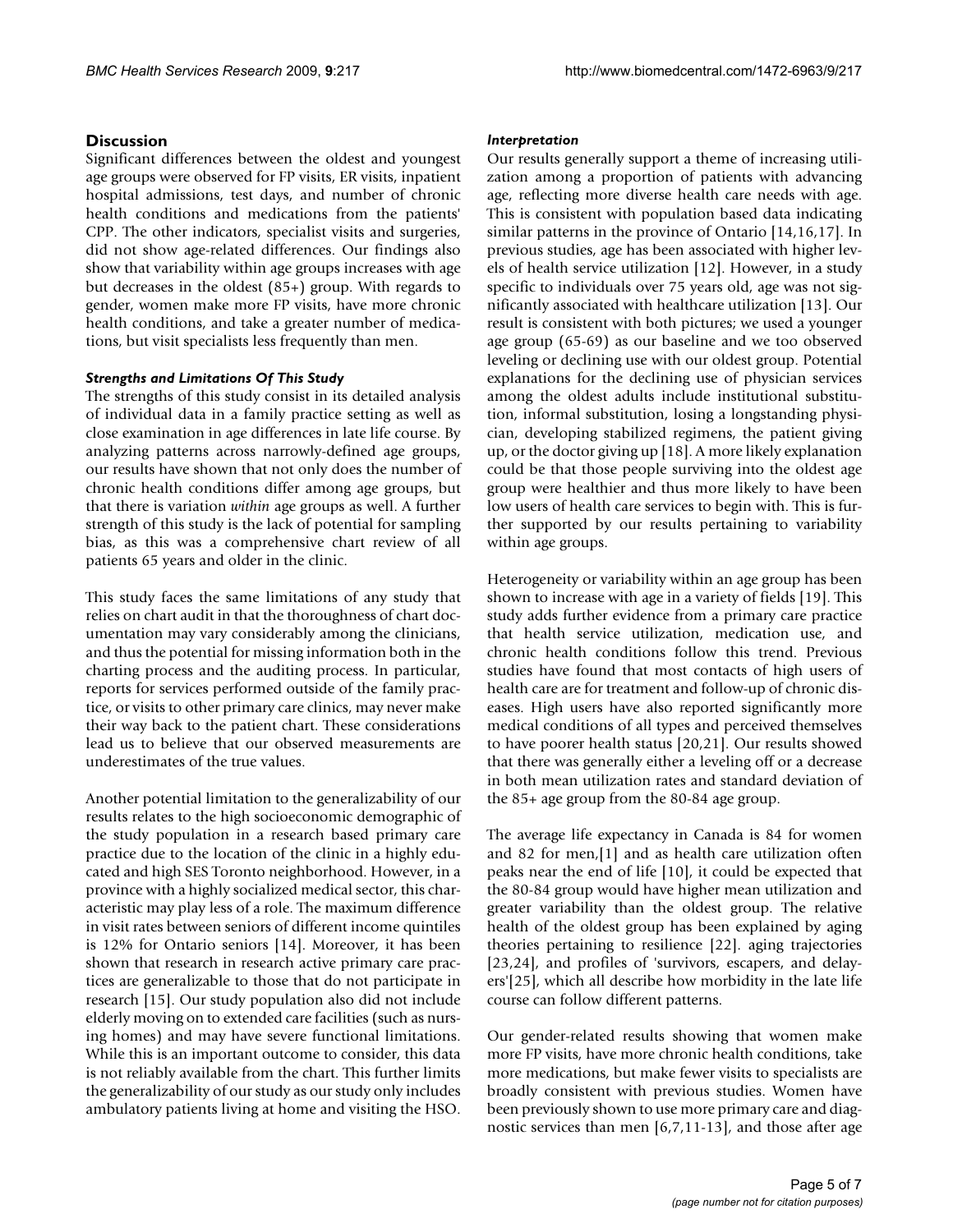## Discussion

Significant differences between the oldest and youngest age groups were observed for FP visits, ER visits, inpatient hospital admissions, test days, and number of chronic health conditions and medications from the patients' CPP. The other indicators, specialist visits and surgeries, did not show age-related differences. Our findings also show that variability within age groups increases with age but decreases in the oldest (85+) group. With regards to gender, women make more FP visits, have more chronic health conditions, and take a greater number of medications, but visit specialists less frequently than men.

### *Strengths and Limitations Of This Study*

The strengths of this study consist in its detailed analysis of individual data in a family practice setting as well as close examination in age differences in late life course. By analyzing patterns across narrowly-defined age groups, our results have shown that not only does the number of chronic health conditions differ among age groups, but that there is variation *within* age groups as well. A further strength of this study is the lack of potential for sampling bias, as this was a comprehensive chart review of all patients 65 years and older in the clinic.

This study faces the same limitations of any study that relies on chart audit in that the thoroughness of chart documentation may vary considerably among the clinicians, and thus the potential for missing information both in the charting process and the auditing process. In particular, reports for services performed outside of the family practice, or visits to other primary care clinics, may never make their way back to the patient chart. These considerations lead us to believe that our observed measurements are underestimates of the true values.

Another potential limitation to the generalizability of our results relates to the high socioeconomic demographic of the study population in a research based primary care practice due to the location of the clinic in a highly educated and high SES Toronto neighborhood. However, in a province with a highly socialized medical sector, this characteristic may play less of a role. The maximum difference in visit rates between seniors of different income quintiles is 12% for Ontario seniors [14]. Moreover, it has been shown that research in research active primary care practices are generalizable to those that do not participate in research [15]. Our study population also did not include elderly moving on to extended care facilities (such as nursing homes) and may have severe functional limitations. While this is an important outcome to consider, this data is not reliably available from the chart. This further limits the generalizability of our study as our study only includes ambulatory patients living at home and visiting the HSO.

### *Interpretation*

Our results generally support a theme of increasing utilization among a proportion of patients with advancing age, reflecting more diverse health care needs with age. This is consistent with population based data indicating similar patterns in the province of Ontario [14,16,17]. In previous studies, age has been associated with higher levels of health service utilization [12]. However, in a study specific to individuals over 75 years old, age was not significantly associated with healthcare utilization [13]. Our result is consistent with both pictures; we used a younger age group (65-69) as our baseline and we too observed leveling or declining use with our oldest group. Potential explanations for the declining use of physician services among the oldest adults include institutional substitution, informal substitution, losing a longstanding physician, developing stabilized regimens, the patient giving up, or the doctor giving up [18]. A more likely explanation could be that those people surviving into the oldest age group were healthier and thus more likely to have been low users of health care services to begin with. This is further supported by our results pertaining to variability within age groups.

Heterogeneity or variability within an age group has been shown to increase with age in a variety of fields [19]. This study adds further evidence from a primary care practice that health service utilization, medication use, and chronic health conditions follow this trend. Previous studies have found that most contacts of high users of health care are for treatment and follow-up of chronic diseases. High users have also reported significantly more medical conditions of all types and perceived themselves to have poorer health status [20,21]. Our results showed that there was generally either a leveling off or a decrease in both mean utilization rates and standard deviation of the 85+ age group from the 80-84 age group.

The average life expectancy in Canada is 84 for women and 82 for men,[1] and as health care utilization often peaks near the end of life [10], it could be expected that the 80-84 group would have higher mean utilization and greater variability than the oldest group. The relative health of the oldest group has been explained by aging theories pertaining to resilience [22]. aging trajectories [23,24], and profiles of 'survivors, escapers, and delayers'[25], which all describe how morbidity in the late life course can follow different patterns.

Our gender-related results showing that women make more FP visits, have more chronic health conditions, take more medications, but make fewer visits to specialists are broadly consistent with previous studies. Women have been previously shown to use more primary care and diagnostic services than men [6,7,11-13], and those after age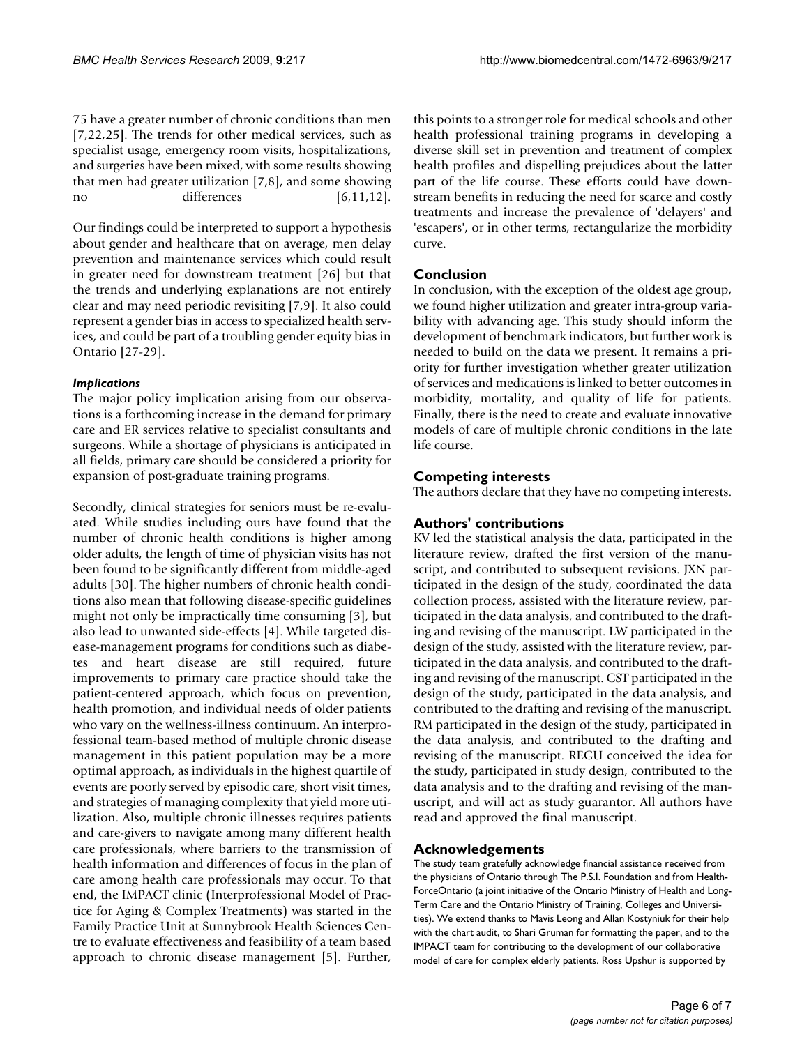75 have a greater number of chronic conditions than men [7,22,25]. The trends for other medical services, such as specialist usage, emergency room visits, hospitalizations, and surgeries have been mixed, with some results showing that men had greater utilization [7,8], and some showing no differences [6,11,12].

Our findings could be interpreted to support a hypothesis about gender and healthcare that on average, men delay prevention and maintenance services which could result in greater need for downstream treatment [26] but that the trends and underlying explanations are not entirely clear and may need periodic revisiting [7,9]. It also could represent a gender bias in access to specialized health services, and could be part of a troubling gender equity bias in Ontario [27-29].

### *Implications*

The major policy implication arising from our observations is a forthcoming increase in the demand for primary care and ER services relative to specialist consultants and surgeons. While a shortage of physicians is anticipated in all fields, primary care should be considered a priority for expansion of post-graduate training programs.

Secondly, clinical strategies for seniors must be re-evaluated. While studies including ours have found that the number of chronic health conditions is higher among older adults, the length of time of physician visits has not been found to be significantly different from middle-aged adults [30]. The higher numbers of chronic health conditions also mean that following disease-specific guidelines might not only be impractically time consuming [3], but also lead to unwanted side-effects [4]. While targeted disease-management programs for conditions such as diabetes and heart disease are still required, future improvements to primary care practice should take the patient-centered approach, which focus on prevention, health promotion, and individual needs of older patients who vary on the wellness-illness continuum. An interprofessional team-based method of multiple chronic disease management in this patient population may be a more optimal approach, as individuals in the highest quartile of events are poorly served by episodic care, short visit times, and strategies of managing complexity that yield more utilization. Also, multiple chronic illnesses requires patients and care-givers to navigate among many different health care professionals, where barriers to the transmission of health information and differences of focus in the plan of care among health care professionals may occur. To that end, the IMPACT clinic (Interprofessional Model of Practice for Aging & Complex Treatments) was started in the Family Practice Unit at Sunnybrook Health Sciences Centre to evaluate effectiveness and feasibility of a team based approach to chronic disease management [5]. Further, this points to a stronger role for medical schools and other health professional training programs in developing a diverse skill set in prevention and treatment of complex health profiles and dispelling prejudices about the latter part of the life course. These efforts could have downstream benefits in reducing the need for scarce and costly treatments and increase the prevalence of 'delayers' and 'escapers', or in other terms, rectangularize the morbidity curve.

## Conclusion

In conclusion, with the exception of the oldest age group, we found higher utilization and greater intra-group variability with advancing age. This study should inform the development of benchmark indicators, but further work is needed to build on the data we present. It remains a priority for further investigation whether greater utilization of services and medications is linked to better outcomes in morbidity, mortality, and quality of life for patients. Finally, there is the need to create and evaluate innovative models of care of multiple chronic conditions in the late life course.

## Competing interests

The authors declare that they have no competing interests.

## Authors' contributions

KV led the statistical analysis the data, participated in the literature review, drafted the first version of the manuscript, and contributed to subsequent revisions. JXN participated in the design of the study, coordinated the data collection process, assisted with the literature review, participated in the data analysis, and contributed to the drafting and revising of the manuscript. LW participated in the design of the study, assisted with the literature review, participated in the data analysis, and contributed to the drafting and revising of the manuscript. CST participated in the design of the study, participated in the data analysis, and contributed to the drafting and revising of the manuscript. RM participated in the design of the study, participated in the data analysis, and contributed to the drafting and revising of the manuscript. REGU conceived the idea for the study, participated in study design, contributed to the data analysis and to the drafting and revising of the manuscript, and will act as study guarantor. All authors have read and approved the final manuscript.

## Acknowledgements

The study team gratefully acknowledge financial assistance received from the physicians of Ontario through The P.S.I. Foundation and from HealthForceOntario (a joint initiative of the Ontario Ministry of Health and Long-Term Care and the Ontario Ministry of Training, Colleges and Universities). We extend thanks to Mavis Leong and Allan Kostyniuk for their help with the chart audit, to Shari Gruman for formatting the paper, and to the IMPACT team for contributing to the development of our collaborative model of care for complex elderly patients. Ross Upshur is supported by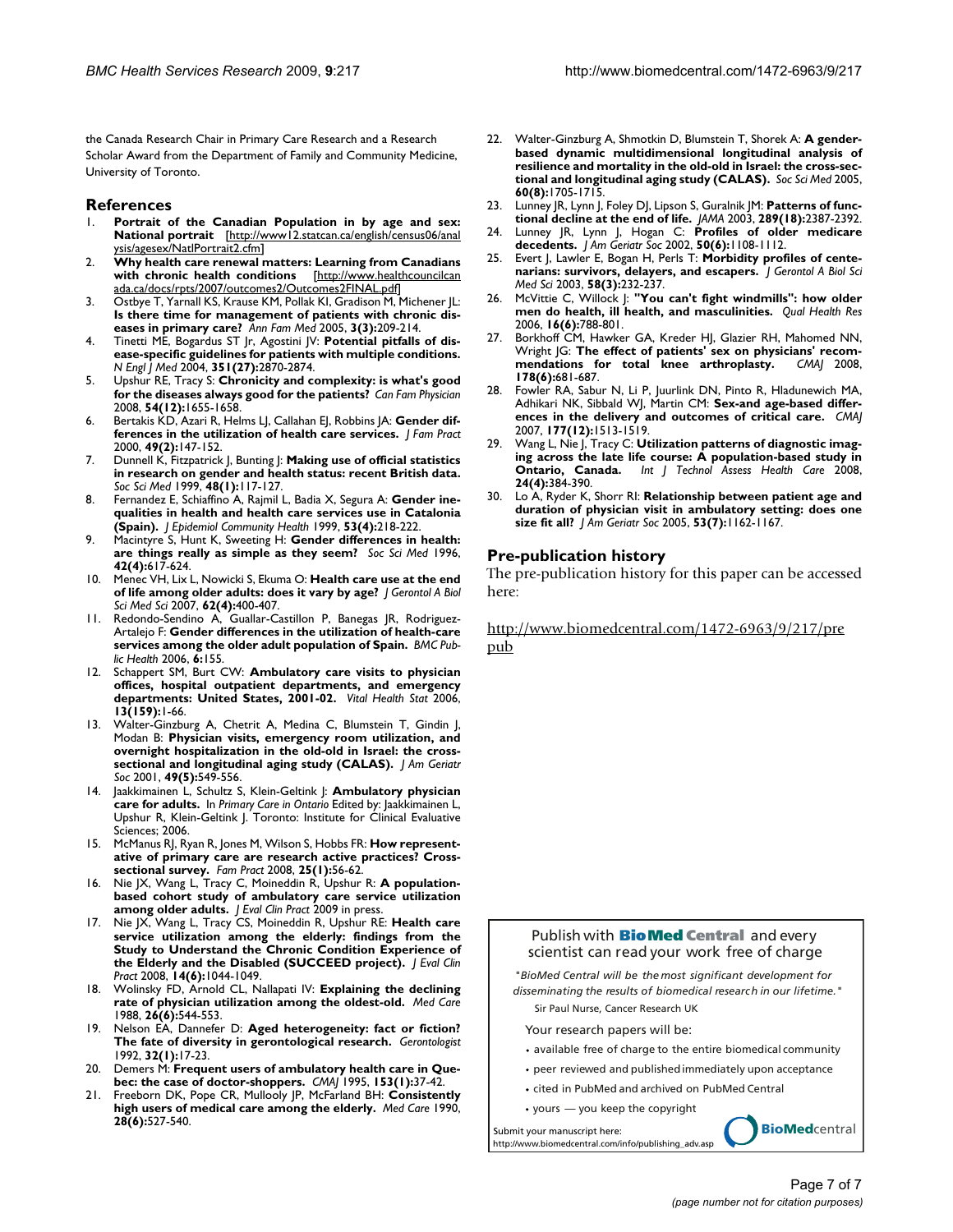the Canada Research Chair in Primary Care Research and a Research Scholar Award from the Department of Family and Community Medicine, University of Toronto.

## References

1. **Portrait of the Canadian Population in by age and sex: National portrait** [http://www12.statcan.ca/english/census06/analysis/agesex/NatlPortrait2.cfm]
2. **Why health care renewal matters: Learning from Canadians with chronic health conditions** [http://www.healthcouncilcanada.ca/docs/rpts/2007/outcomes2/Outcomes2FINAL.pdf]
3. Ostbye T, Yarnall KS, Krause KM, Pollak KI, Gradison M, Michener JL: **Is there time for management of patients with chronic diseases in primary care?** *Ann Fam Med* 2005, **3(3):**209-214.
4. Tinetti ME, Bogardus ST Jr, Agostini JV: **Potential pitfalls of disease-specific guidelines for patients with multiple conditions.** *N Engl J Med* 2004, **351(27):**2870-2874.
5. Upshur RE, Tracy S: **Chronicity and complexity: is what's good for the diseases always good for the patients?** *Can Fam Physician* 2008, **54(12):**1655-1658.
6. Bertakis KD, Azari R, Helms LJ, Callahan EJ, Robbins JA: **Gender differences in the utilization of health care services.** *J Fam Pract* 2000, **49(2):**147-152.
7. Dunnell K, Fitzpatrick J, Bunting J: **Making use of official statistics in research on gender and health status: recent British data.** *Soc Sci Med* 1999, **48(1):**117-127.
8. Fernandez E, Schiaffino A, Rajmil L, Badia X, Segura A: **Gender inequalities in health and health care services use in Catalonia (Spain).** *J Epidemiol Community Health* 1999, **53(4):**218-222.
9. Macintyre S, Hunt K, Sweeting H: **Gender differences in health: are things really as simple as they seem?** *Soc Sci Med* 1996, **42(4):**617-624.
10. Menec VH, Lix L, Nowicki S, Ekuma O: **Health care use at the end of life among older adults: does it vary by age?** *J Gerontol A Biol Sci Med Sci* 2007, **62(4):**400-407.
11. Redondo-Sendino A, Guallar-Castillon P, Banegas JR, Rodriguez-Artalejo F: **Gender differences in the utilization of health-care services among the older adult population of Spain.** *BMC Public Health* 2006, **6:**155.
12. Schappert SM, Burt CW: **Ambulatory care visits to physician offices, hospital outpatient departments, and emergency departments: United States, 2001-02.** *Vital Health Stat* 2006, **13(159):**1-66.
13. Walter-Ginzburg A, Chetrit A, Medina C, Blumstein T, Gindin J, Modan B: **Physician visits, emergency room utilization, and overnight hospitalization in the old-old in Israel: the cross-sectional and longitudinal aging study (CALAS).** *J Am Geriatr Soc* 2001, **49(5):**549-556.
14. Jaakkimainen L, Schultz S, Klein-Geltink J: **Ambulatory physician care for adults.** In *Primary Care in Ontario* Edited by: Jaakkimainen L, Upshur R, Klein-Geltink J. Toronto: Institute for Clinical Evaluative Sciences; 2006.
15. McManus RJ, Ryan R, Jones M, Wilson S, Hobbs FR: **How representative of primary care are research active practices? Cross-sectional survey.** *Fam Pract* 2008, **25(1):**56-62.
16. Nie JX, Wang L, Tracy C, Moineddin R, Upshur R: **A population-based cohort study of ambulatory care service utilization among older adults.** *J Eval Clin Pract* 2009 in press.
17. Nie JX, Wang L, Tracy CS, Moineddin R, Upshur RE: **Health care service utilization among the elderly: findings from the Study to Understand the Chronic Condition Experience of the Elderly and the Disabled (SUCCEED project).** *J Eval Clin Pract* 2008, **14(6):**1044-1049.
18. Wolinsky FD, Arnold CL, Nallapati IV: **Explaining the declining rate of physician utilization among the oldest-old.** *Med Care* 1988, **26(6):**544-553.
19. Nelson EA, Dannefer D: **Aged heterogeneity: fact or fiction? The fate of diversity in gerontological research.** *Gerontologist* 1992, **32(1):**17-23.
20. Demers M: **Frequent users of ambulatory health care in Quebec: the case of doctor-shoppers.** *CMAJ* 1995, **153(1):**37-42.
21. Freeborn DK, Pope CR, Mullooly JP, McFarland BH: **Consistently high users of medical care among the elderly.** *Med Care* 1990, **28(6):**527-540.
22. Walter-Ginzburg A, Shmotkin D, Blumstein T, Shorek A: **A gender-based dynamic multidimensional longitudinal analysis of resilience and mortality in the old-old in Israel: the cross-sectional and longitudinal aging study (CALAS).** *Soc Sci Med* 2005, **60(8):**1705-1715.
23. Lunney JR, Lynn J, Foley DJ, Lipson S, Guralnik JM: **Patterns of functional decline at the end of life.** *JAMA* 2003, **289(18):**2387-2392.
24. Lunney JR, Lynn J, Hogan C: **Profiles of older medicare decedents.** *J Am Geriatr Soc* 2002, **50(6):**1108-1112.
25. Evert J, Lawler E, Bogan H, Perls T: **Morbidity profiles of centenarians: survivors, delayers, and escapers.** *J Gerontol A Biol Sci Med Sci* 2003, **58(3):**232-237.
26. McVittie C, Willock J: **"You can't fight windmills": how older men do health, ill health, and masculinities.** *Qual Health Res* 2006, **16(6):**788-801.
27. Borkhoff CM, Hawker GA, Kreder HJ, Glazier RH, Mahomed NN, Wright JG: **The effect of patients' sex on physicians' recommendations for total knee arthroplasty.** *CMAJ* 2008, **178(6):**681-687.
28. Fowler RA, Sabur N, Li P, Juurlink DN, Pinto R, Hladunewich MA, Adhikari NK, Sibbald WJ, Martin CM: **Sex-and age-based differences in the delivery and outcomes of critical care.** *CMAJ* 2007, **177(12):**1513-1519.
29. Wang L, Nie J, Tracy C: **Utilization patterns of diagnostic imaging across the late life course: A population-based study in Ontario, Canada.** *Int J Technol Assess Health Care* 2008, **24(4):**384-390.
30. Lo A, Ryder K, Shorr RI: **Relationship between patient age and duration of physician visit in ambulatory setting: does one size fit all?** *J Am Geriatr Soc* 2005, **53(7):**1162-1167.

## Pre-publication history

The pre-publication history for this paper can be accessed here:

http://www.biomedcentral.com/1472-6963/9/217/prepub

Publish with **BioMed Central** and every scientist can read your work free of charge

*"BioMed Central will be the most significant development for disseminating the results of biomedical research in our lifetime."*
Sir Paul Nurse, Cancer Research UK

Your research papers will be:

- available free of charge to the entire biomedical community
- peer reviewed and published immediately upon acceptance
- cited in PubMed and archived on PubMed Central
- yours — you keep the copyright

Submit your manuscript here:
http://www.biomedcentral.com/info/publishing_adv.asp

BioMedcentral